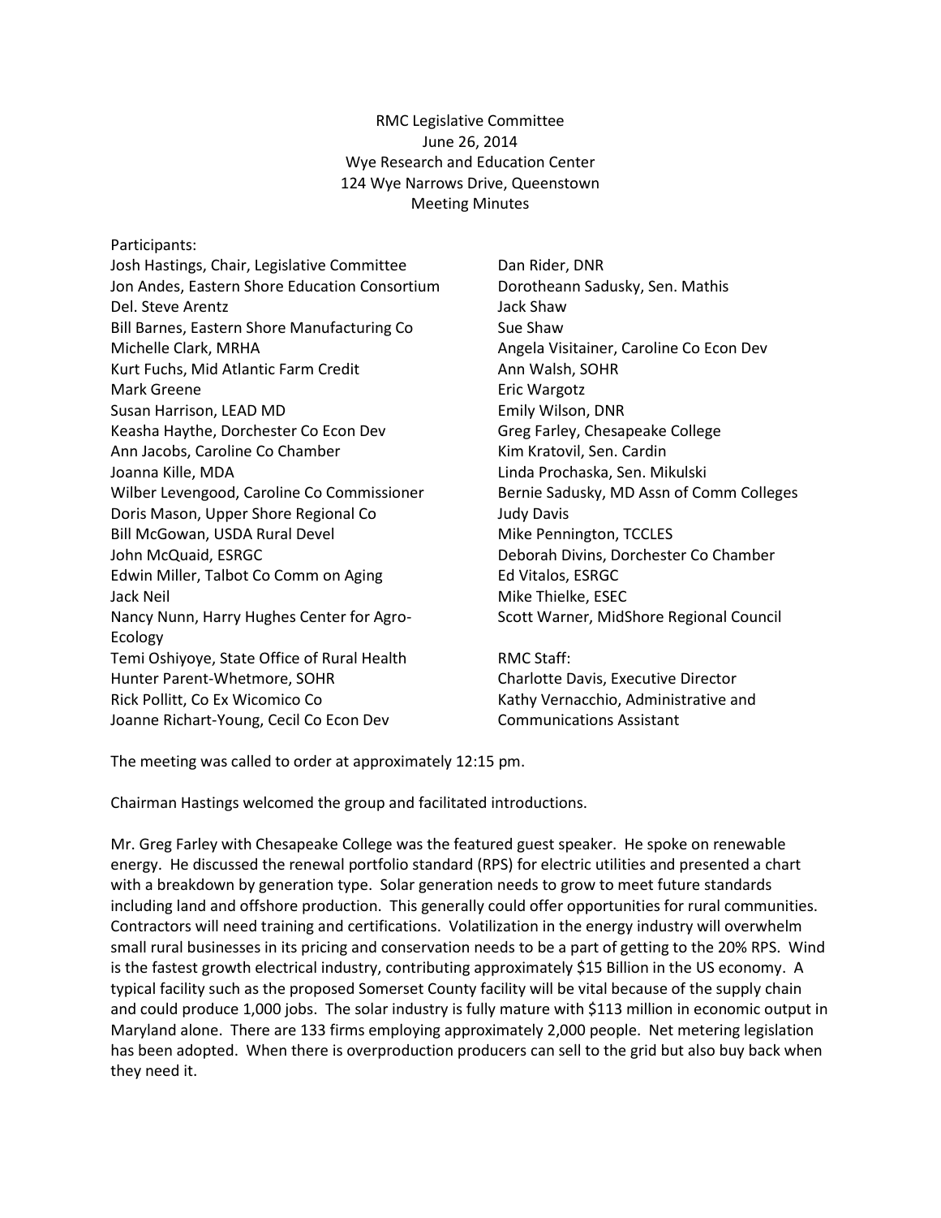RMC Legislative Committee
June 26, 2014
Wye Research and Education Center
124 Wye Narrows Drive, Queenstown
Meeting Minutes

Participants:

Josh Hastings, Chair, Legislative Committee
Jon Andes, Eastern Shore Education Consortium
Del. Steve Arentz
Bill Barnes, Eastern Shore Manufacturing Co
Michelle Clark, MRHA
Kurt Fuchs, Mid Atlantic Farm Credit
Mark Greene
Susan Harrison, LEAD MD
Keasha Haythe, Dorchester Co Econ Dev
Ann Jacobs, Caroline Co Chamber
Joanna Kille, MDA
Wilber Levengood, Caroline Co Commissioner
Doris Mason, Upper Shore Regional Co
Bill McGowan, USDA Rural Devel
John McQuaid, ESRGC
Edwin Miller, Talbot Co Comm on Aging
Jack Neil
Nancy Nunn, Harry Hughes Center for Agro-Ecology
Temi Oshiyoye, State Office of Rural Health
Hunter Parent-Whetmore, SOHR
Rick Pollitt, Co Ex Wicomico Co
Joanne Richart-Young, Cecil Co Econ Dev
Dan Rider, DNR
Dorotheann Sadusky, Sen. Mathis
Jack Shaw
Sue Shaw
Angela Visitainer, Caroline Co Econ Dev
Ann Walsh, SOHR
Eric Wargotz
Emily Wilson, DNR
Greg Farley, Chesapeake College
Kim Kratovil, Sen. Cardin
Linda Prochaska, Sen. Mikulski
Bernie Sadusky, MD Assn of Comm Colleges
Judy Davis
Mike Pennington, TCCLES
Deborah Divins, Dorchester Co Chamber
Ed Vitalos, ESRGC
Mike Thielke, ESEC
Scott Warner, MidShore Regional Council

RMC Staff:
Charlotte Davis, Executive Director
Kathy Vernacchio, Administrative and Communications Assistant

The meeting was called to order at approximately 12:15 pm.

Chairman Hastings welcomed the group and facilitated introductions.

Mr. Greg Farley with Chesapeake College was the featured guest speaker. He spoke on renewable energy. He discussed the renewal portfolio standard (RPS) for electric utilities and presented a chart with a breakdown by generation type. Solar generation needs to grow to meet future standards including land and offshore production. This generally could offer opportunities for rural communities. Contractors will need training and certifications. Volatilization in the energy industry will overwhelm small rural businesses in its pricing and conservation needs to be a part of getting to the 20% RPS. Wind is the fastest growth electrical industry, contributing approximately $15 Billion in the US economy. A typical facility such as the proposed Somerset County facility will be vital because of the supply chain and could produce 1,000 jobs. The solar industry is fully mature with $113 million in economic output in Maryland alone. There are 133 firms employing approximately 2,000 people. Net metering legislation has been adopted. When there is overproduction producers can sell to the grid but also buy back when they need it.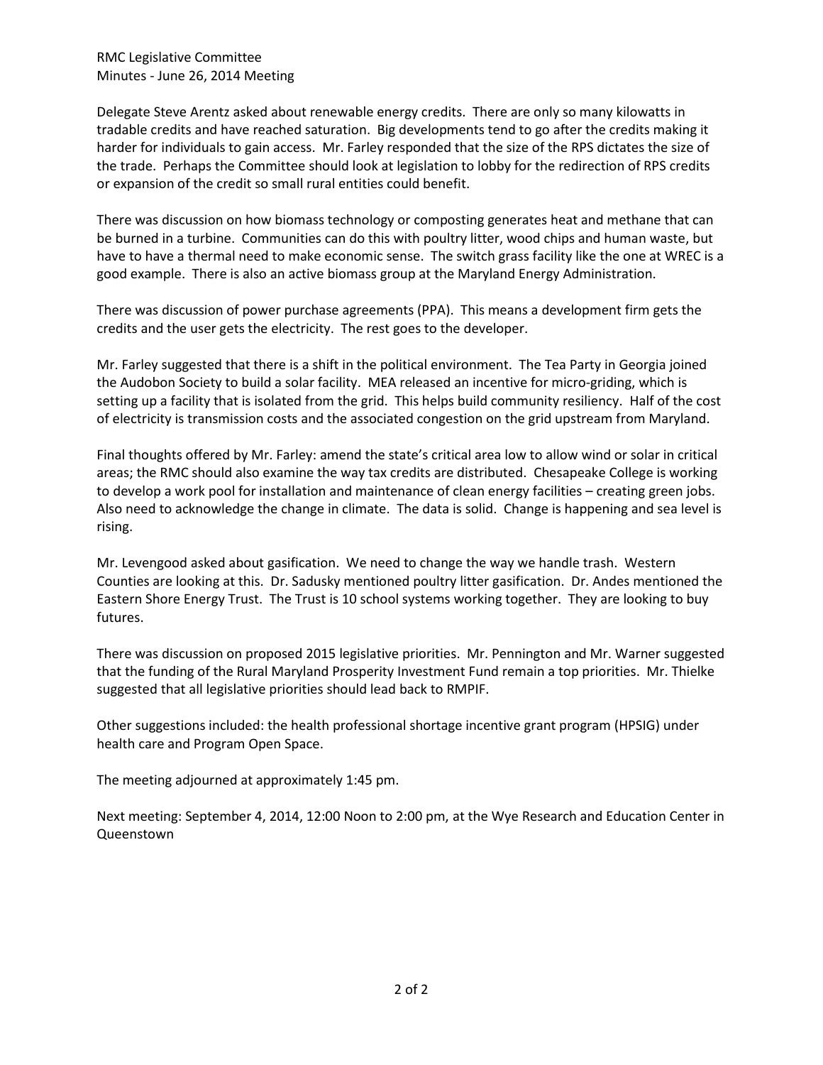RMC Legislative Committee
Minutes - June 26, 2014 Meeting

Delegate Steve Arentz asked about renewable energy credits. There are only so many kilowatts in tradable credits and have reached saturation. Big developments tend to go after the credits making it harder for individuals to gain access. Mr. Farley responded that the size of the RPS dictates the size of the trade. Perhaps the Committee should look at legislation to lobby for the redirection of RPS credits or expansion of the credit so small rural entities could benefit.

There was discussion on how biomass technology or composting generates heat and methane that can be burned in a turbine. Communities can do this with poultry litter, wood chips and human waste, but have to have a thermal need to make economic sense. The switch grass facility like the one at WREC is a good example. There is also an active biomass group at the Maryland Energy Administration.

There was discussion of power purchase agreements (PPA). This means a development firm gets the credits and the user gets the electricity. The rest goes to the developer.

Mr. Farley suggested that there is a shift in the political environment. The Tea Party in Georgia joined the Audobon Society to build a solar facility. MEA released an incentive for micro-griding, which is setting up a facility that is isolated from the grid. This helps build community resiliency. Half of the cost of electricity is transmission costs and the associated congestion on the grid upstream from Maryland.

Final thoughts offered by Mr. Farley: amend the state's critical area low to allow wind or solar in critical areas; the RMC should also examine the way tax credits are distributed. Chesapeake College is working to develop a work pool for installation and maintenance of clean energy facilities – creating green jobs. Also need to acknowledge the change in climate. The data is solid. Change is happening and sea level is rising.

Mr. Levengood asked about gasification. We need to change the way we handle trash. Western Counties are looking at this. Dr. Sadusky mentioned poultry litter gasification. Dr. Andes mentioned the Eastern Shore Energy Trust. The Trust is 10 school systems working together. They are looking to buy futures.

There was discussion on proposed 2015 legislative priorities. Mr. Pennington and Mr. Warner suggested that the funding of the Rural Maryland Prosperity Investment Fund remain a top priorities. Mr. Thielke suggested that all legislative priorities should lead back to RMPIF.

Other suggestions included: the health professional shortage incentive grant program (HPSIG) under health care and Program Open Space.

The meeting adjourned at approximately 1:45 pm.

Next meeting: September 4, 2014, 12:00 Noon to 2:00 pm, at the Wye Research and Education Center in Queenstown